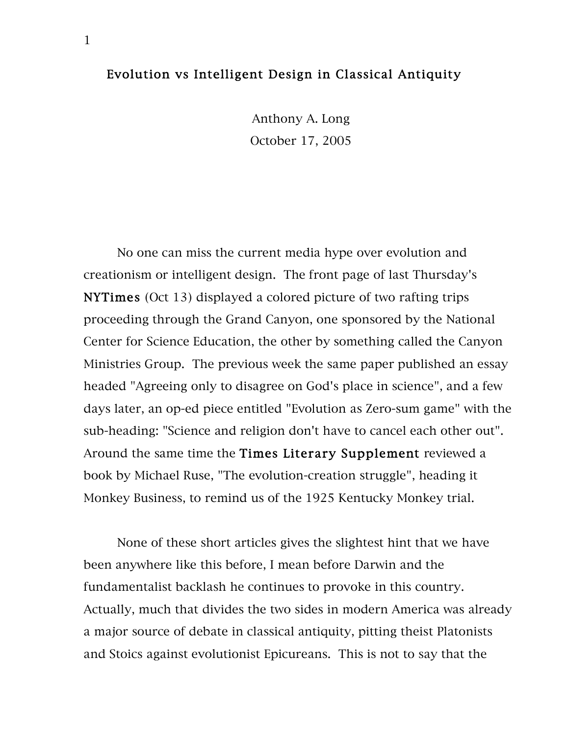# Evolution vs Intelligent Design in Classical Antiquity

Anthony A. Long

October 17, 2005

No one can miss the current media hype over evolution and creationism or intelligent design. The front page of last Thursday's **NYTimes** (Oct 13) displayed a colored picture of two rafting trips proceeding through the Grand Canyon, one sponsored by the National Center for Science Education, the other by something called the Canyon Ministries Group. The previous week the same paper published an essay headed "Agreeing only to disagree on God's place in science", and a few days later, an op-ed piece entitled "Evolution as Zero-sum game" with the sub-heading: "Science and religion don't have to cancel each other out". Around the same time the **Times Literary Supplement** reviewed a book by Michael Ruse, "The evolution-creation struggle", heading it Monkey Business, to remind us of the 1925 Kentucky Monkey trial.

None of these short articles gives the slightest hint that we have been anywhere like this before, I mean before Darwin and the fundamentalist backlash he continues to provoke in this country. Actually, much that divides the two sides in modern America was already a major source of debate in classical antiquity, pitting theist Platonists and Stoics against evolutionist Epicureans. This is not to say that the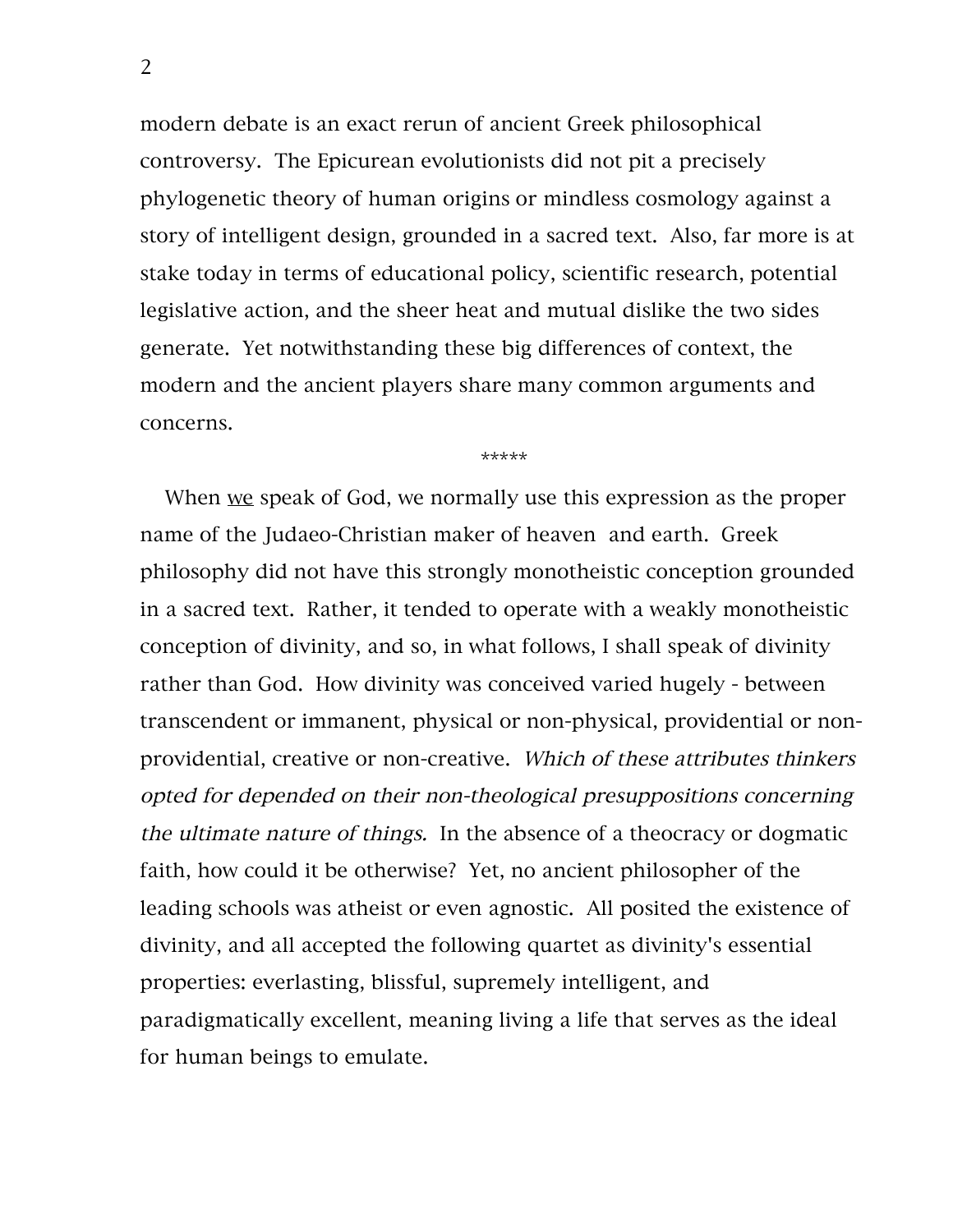modern debate is an exact rerun of ancient Greek philosophical controversy. The Epicurean evolutionists did not pit a precisely phylogenetic theory of human origins or mindless cosmology against a story of intelligent design, grounded in a sacred text. Also, far more is at stake today in terms of educational policy, scientific research, potential legislative action, and the sheer heat and mutual dislike the two sides generate. Yet notwithstanding these big differences of context, the modern and the ancient players share many common arguments and concerns.

*****

When <u>we</u> speak of God, we normally use this expression as the proper name of the Judaeo-Christian maker of heaven and earth. Greek philosophy did not have this strongly monotheistic conception grounded in a sacred text. Rather, it tended to operate with a weakly monotheistic conception of divinity, and so, in what follows, I shall speak of divinity rather than God. How divinity was conceived varied hugely - between transcendent or immanent, physical or non-physical, providential or non-providential, creative or non-creative. *Which of these attributes thinkers opted for depended on their non-theological presuppositions concerning the ultimate nature of things.* In the absence of a theocracy or dogmatic faith, how could it be otherwise? Yet, no ancient philosopher of the leading schools was atheist or even agnostic. All posited the existence of divinity, and all accepted the following quartet as divinity's essential properties: everlasting, blissful, supremely intelligent, and paradigmatically excellent, meaning living a life that serves as the ideal for human beings to emulate.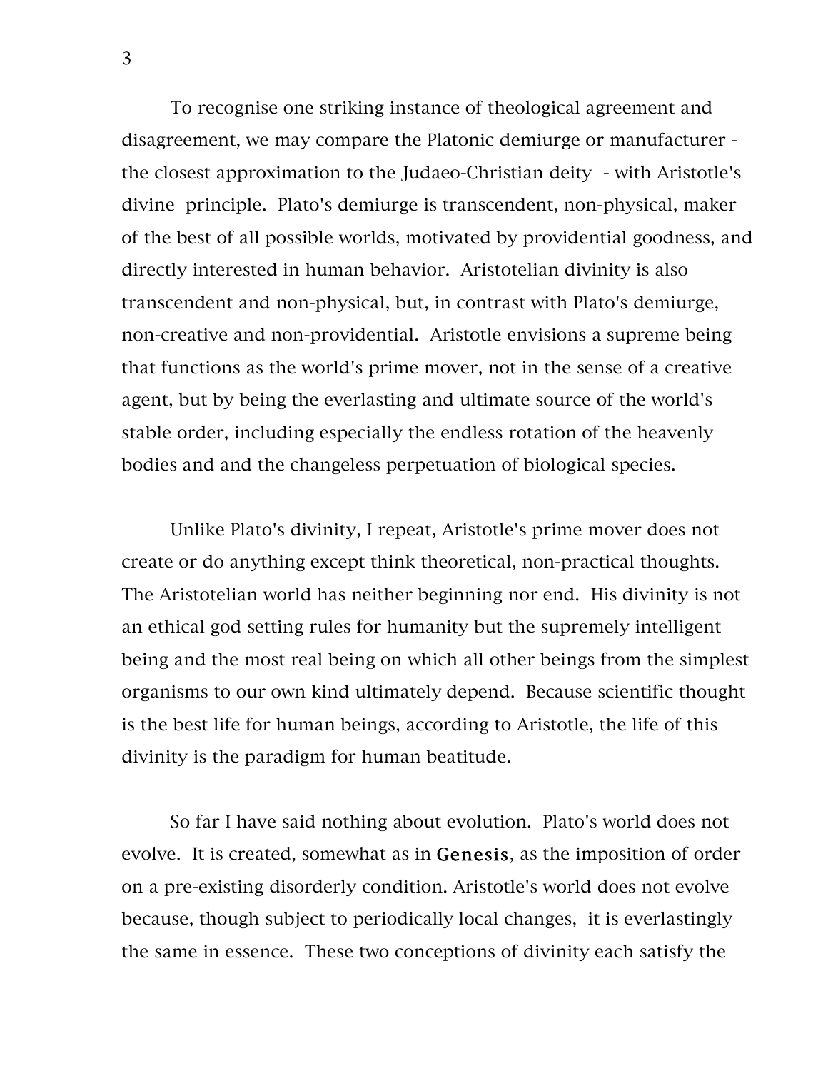To recognise one striking instance of theological agreement and disagreement, we may compare the Platonic demiurge or manufacturer - the closest approximation to the Judaeo-Christian deity - with Aristotle's divine principle. Plato's demiurge is transcendent, non-physical, maker of the best of all possible worlds, motivated by providential goodness, and directly interested in human behavior. Aristotelian divinity is also transcendent and non-physical, but, in contrast with Plato's demiurge, non-creative and non-providential. Aristotle envisions a supreme being that functions as the world's prime mover, not in the sense of a creative agent, but by being the everlasting and ultimate source of the world's stable order, including especially the endless rotation of the heavenly bodies and and the changeless perpetuation of biological species.

Unlike Plato's divinity, I repeat, Aristotle's prime mover does not create or do anything except think theoretical, non-practical thoughts. The Aristotelian world has neither beginning nor end. His divinity is not an ethical god setting rules for humanity but the supremely intelligent being and the most real being on which all other beings from the simplest organisms to our own kind ultimately depend. Because scientific thought is the best life for human beings, according to Aristotle, the life of this divinity is the paradigm for human beatitude.

So far I have said nothing about evolution. Plato's world does not evolve. It is created, somewhat as in **Genesis**, as the imposition of order on a pre-existing disorderly condition. Aristotle's world does not evolve because, though subject to periodically local changes, it is everlastingly the same in essence. These two conceptions of divinity each satisfy the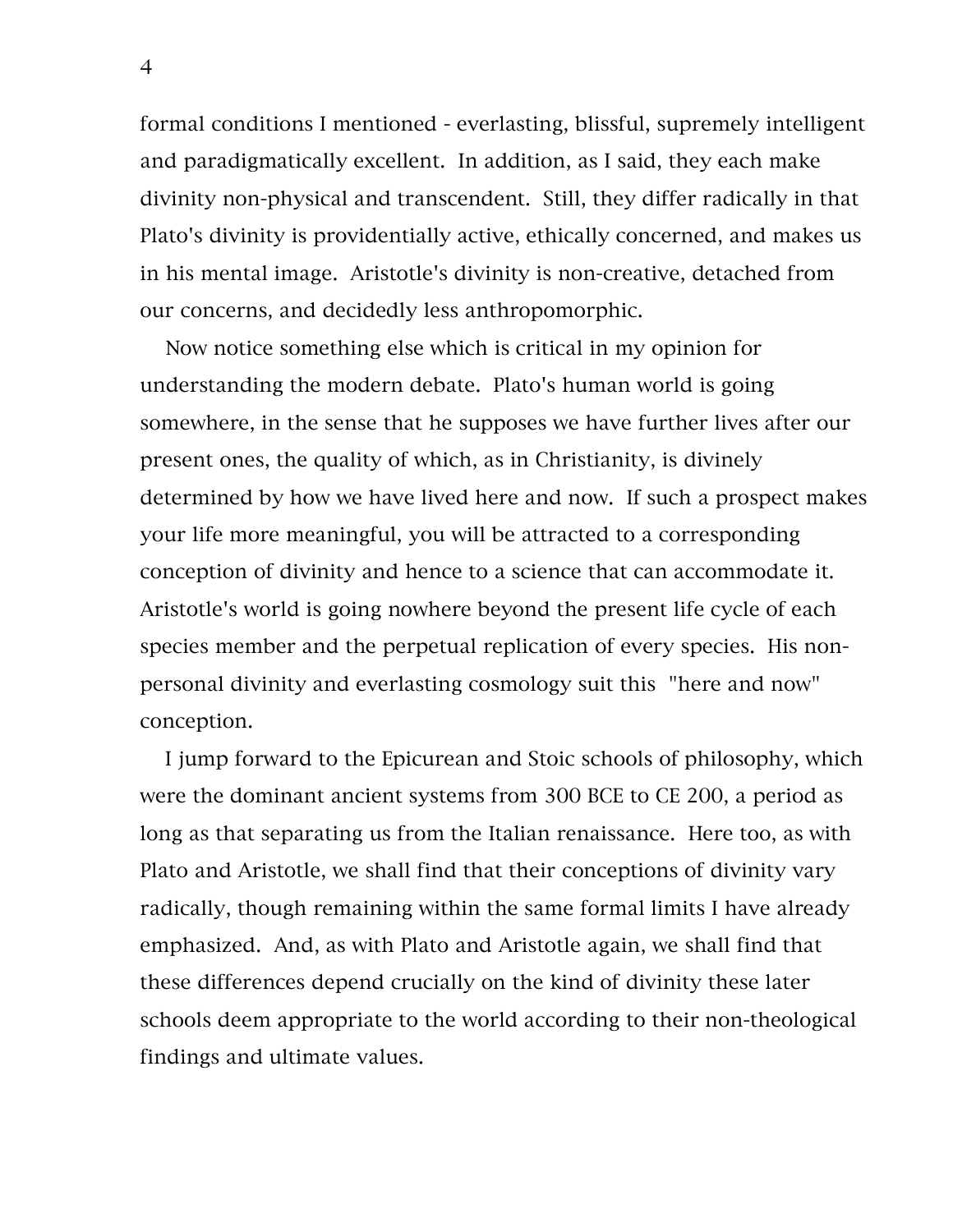formal conditions I mentioned - everlasting, blissful, supremely intelligent and paradigmatically excellent. In addition, as I said, they each make divinity non-physical and transcendent. Still, they differ radically in that Plato's divinity is providentially active, ethically concerned, and makes us in his mental image. Aristotle's divinity is non-creative, detached from our concerns, and decidedly less anthropomorphic.

Now notice something else which is critical in my opinion for understanding the modern debate. Plato's human world is going somewhere, in the sense that he supposes we have further lives after our present ones, the quality of which, as in Christianity, is divinely determined by how we have lived here and now. If such a prospect makes your life more meaningful, you will be attracted to a corresponding conception of divinity and hence to a science that can accommodate it. Aristotle's world is going nowhere beyond the present life cycle of each species member and the perpetual replication of every species. His non-personal divinity and everlasting cosmology suit this "here and now" conception.

I jump forward to the Epicurean and Stoic schools of philosophy, which were the dominant ancient systems from 300 BCE to CE 200, a period as long as that separating us from the Italian renaissance. Here too, as with Plato and Aristotle, we shall find that their conceptions of divinity vary radically, though remaining within the same formal limits I have already emphasized. And, as with Plato and Aristotle again, we shall find that these differences depend crucially on the kind of divinity these later schools deem appropriate to the world according to their non-theological findings and ultimate values.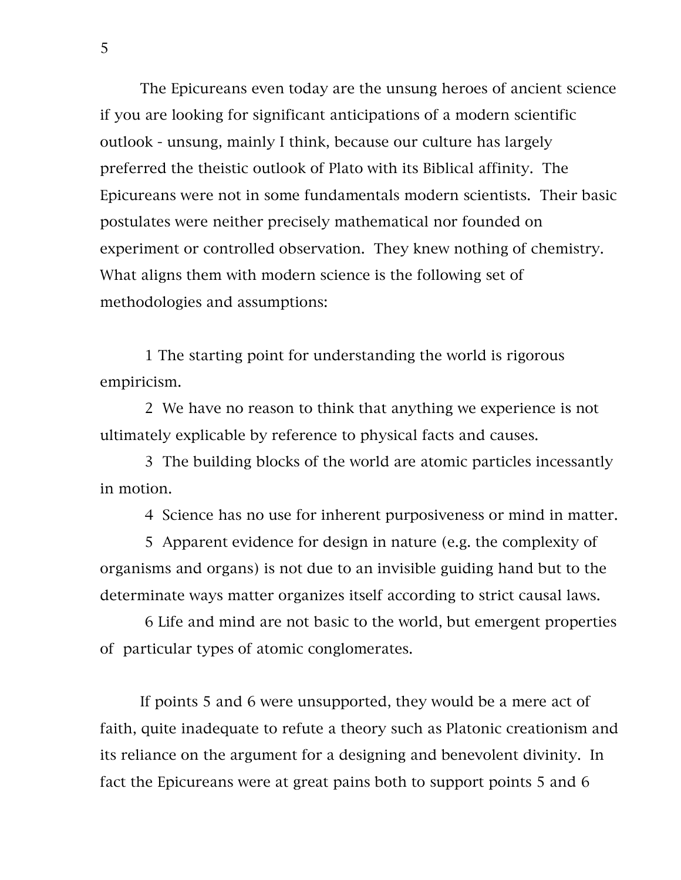The Epicureans even today are the unsung heroes of ancient science if you are looking for significant anticipations of a modern scientific outlook - unsung, mainly I think, because our culture has largely preferred the theistic outlook of Plato with its Biblical affinity. The Epicureans were not in some fundamentals modern scientists. Their basic postulates were neither precisely mathematical nor founded on experiment or controlled observation. They knew nothing of chemistry. What aligns them with modern science is the following set of methodologies and assumptions:

1 The starting point for understanding the world is rigorous empiricism.

2 We have no reason to think that anything we experience is not ultimately explicable by reference to physical facts and causes.

3 The building blocks of the world are atomic particles incessantly in motion.

4 Science has no use for inherent purposiveness or mind in matter.

5 Apparent evidence for design in nature (e.g. the complexity of organisms and organs) is not due to an invisible guiding hand but to the determinate ways matter organizes itself according to strict causal laws.

6 Life and mind are not basic to the world, but emergent properties of particular types of atomic conglomerates.

If points 5 and 6 were unsupported, they would be a mere act of faith, quite inadequate to refute a theory such as Platonic creationism and its reliance on the argument for a designing and benevolent divinity. In fact the Epicureans were at great pains both to support points 5 and 6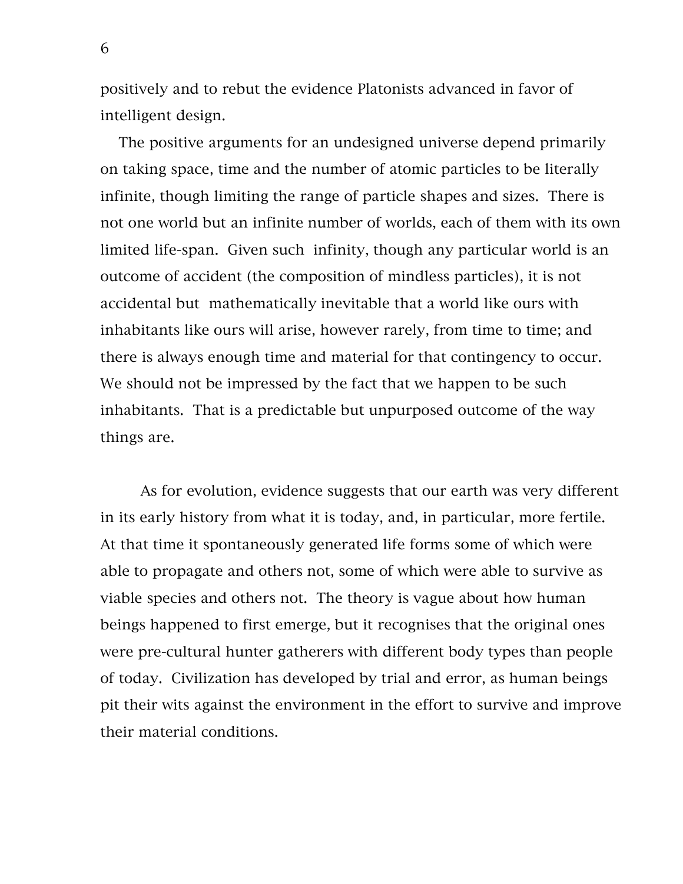positively and to rebut the evidence Platonists advanced in favor of intelligent design.

The positive arguments for an undesigned universe depend primarily on taking space, time and the number of atomic particles to be literally infinite, though limiting the range of particle shapes and sizes. There is not one world but an infinite number of worlds, each of them with its own limited life-span. Given such infinity, though any particular world is an outcome of accident (the composition of mindless particles), it is not accidental but mathematically inevitable that a world like ours with inhabitants like ours will arise, however rarely, from time to time; and there is always enough time and material for that contingency to occur. We should not be impressed by the fact that we happen to be such inhabitants. That is a predictable but unpurposed outcome of the way things are.

As for evolution, evidence suggests that our earth was very different in its early history from what it is today, and, in particular, more fertile. At that time it spontaneously generated life forms some of which were able to propagate and others not, some of which were able to survive as viable species and others not. The theory is vague about how human beings happened to first emerge, but it recognises that the original ones were pre-cultural hunter gatherers with different body types than people of today. Civilization has developed by trial and error, as human beings pit their wits against the environment in the effort to survive and improve their material conditions.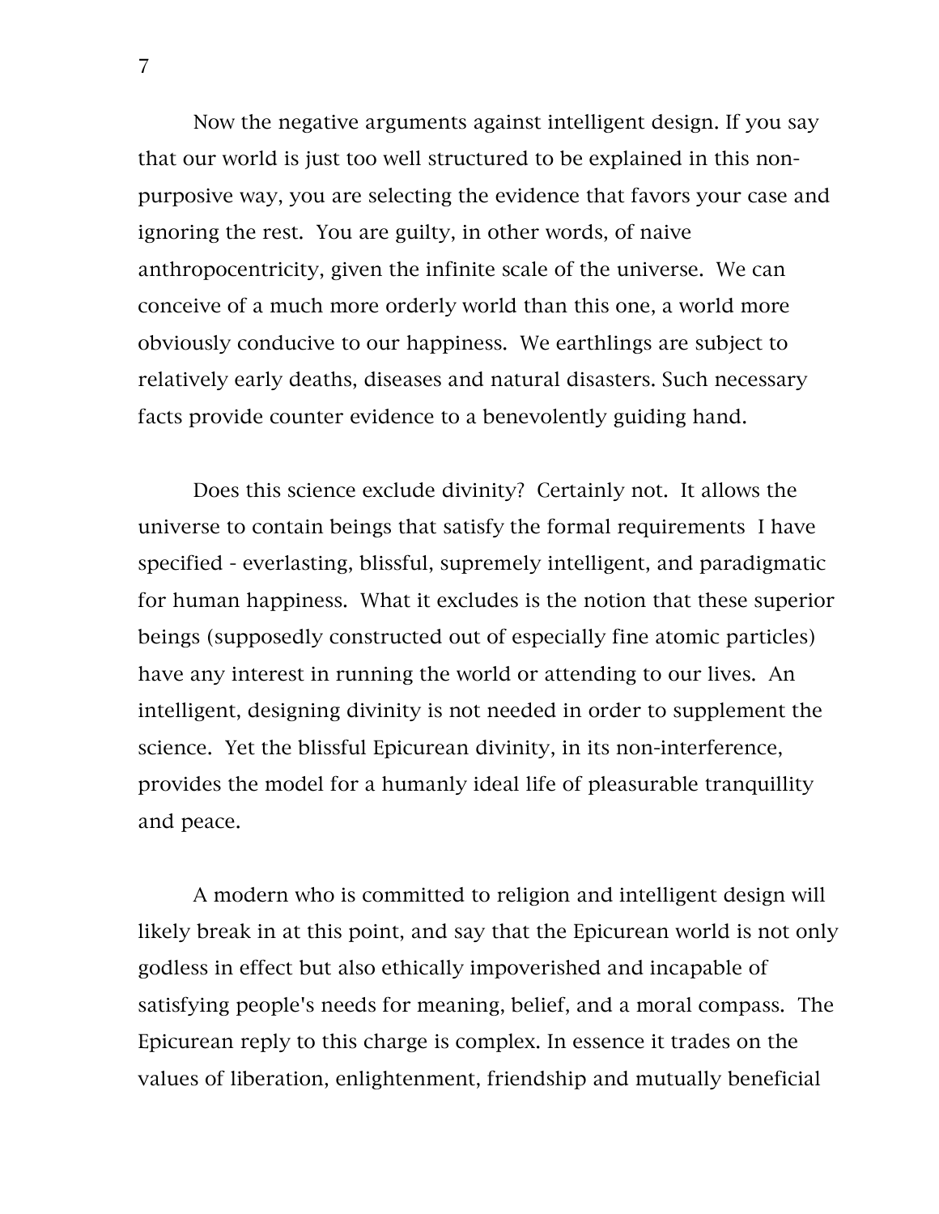Now the negative arguments against intelligent design. If you say that our world is just too well structured to be explained in this non-purposive way, you are selecting the evidence that favors your case and ignoring the rest. You are guilty, in other words, of naive anthropocentricity, given the infinite scale of the universe. We can conceive of a much more orderly world than this one, a world more obviously conducive to our happiness. We earthlings are subject to relatively early deaths, diseases and natural disasters. Such necessary facts provide counter evidence to a benevolently guiding hand.

Does this science exclude divinity? Certainly not. It allows the universe to contain beings that satisfy the formal requirements I have specified - everlasting, blissful, supremely intelligent, and paradigmatic for human happiness. What it excludes is the notion that these superior beings (supposedly constructed out of especially fine atomic particles) have any interest in running the world or attending to our lives. An intelligent, designing divinity is not needed in order to supplement the science. Yet the blissful Epicurean divinity, in its non-interference, provides the model for a humanly ideal life of pleasurable tranquillity and peace.

A modern who is committed to religion and intelligent design will likely break in at this point, and say that the Epicurean world is not only godless in effect but also ethically impoverished and incapable of satisfying people's needs for meaning, belief, and a moral compass. The Epicurean reply to this charge is complex. In essence it trades on the values of liberation, enlightenment, friendship and mutually beneficial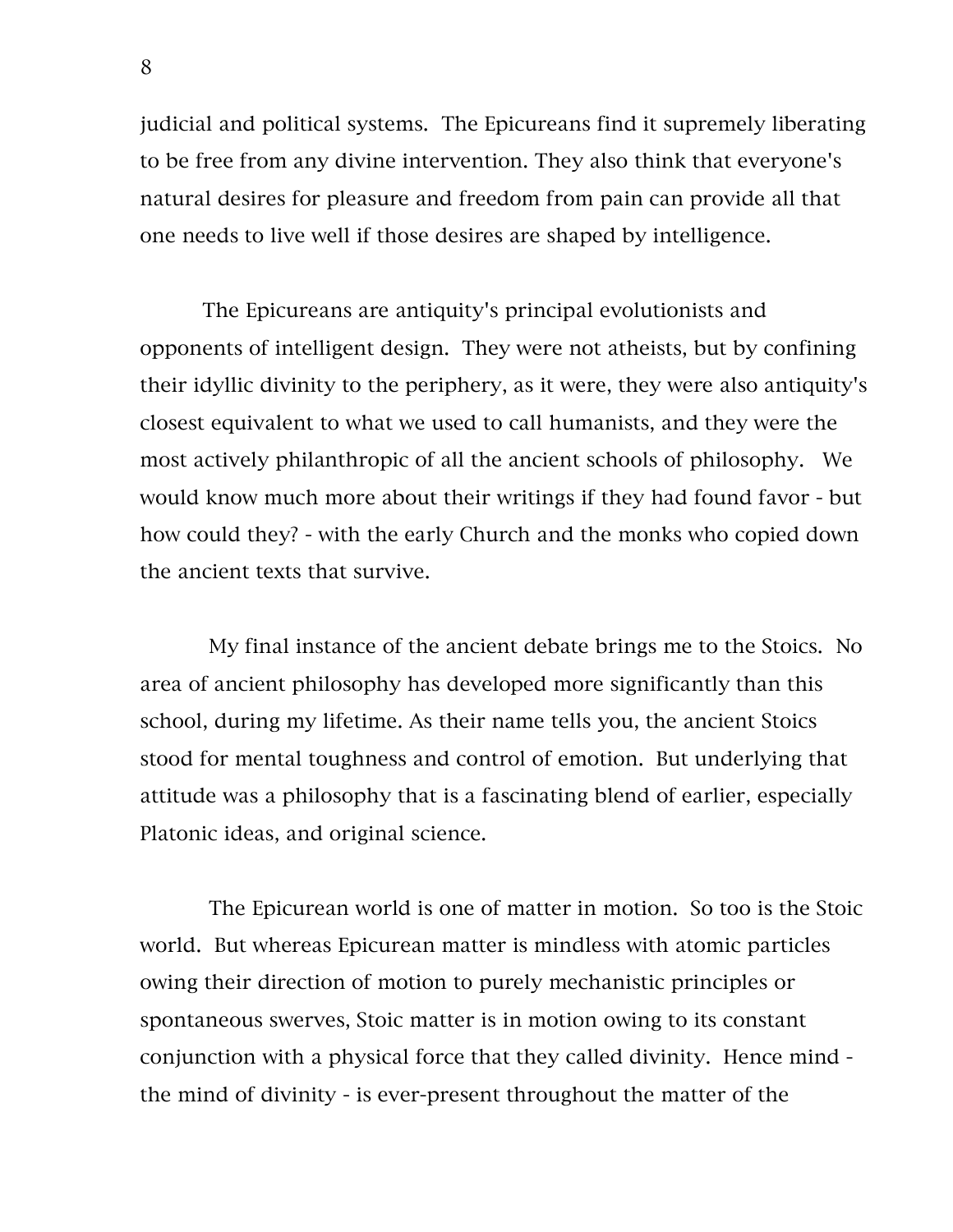judicial and political systems. The Epicureans find it supremely liberating to be free from any divine intervention. They also think that everyone's natural desires for pleasure and freedom from pain can provide all that one needs to live well if those desires are shaped by intelligence.

The Epicureans are antiquity's principal evolutionists and opponents of intelligent design. They were not atheists, but by confining their idyllic divinity to the periphery, as it were, they were also antiquity's closest equivalent to what we used to call humanists, and they were the most actively philanthropic of all the ancient schools of philosophy. We would know much more about their writings if they had found favor - but how could they? - with the early Church and the monks who copied down the ancient texts that survive.

My final instance of the ancient debate brings me to the Stoics. No area of ancient philosophy has developed more significantly than this school, during my lifetime. As their name tells you, the ancient Stoics stood for mental toughness and control of emotion. But underlying that attitude was a philosophy that is a fascinating blend of earlier, especially Platonic ideas, and original science.

The Epicurean world is one of matter in motion. So too is the Stoic world. But whereas Epicurean matter is mindless with atomic particles owing their direction of motion to purely mechanistic principles or spontaneous swerves, Stoic matter is in motion owing to its constant conjunction with a physical force that they called divinity. Hence mind - the mind of divinity - is ever-present throughout the matter of the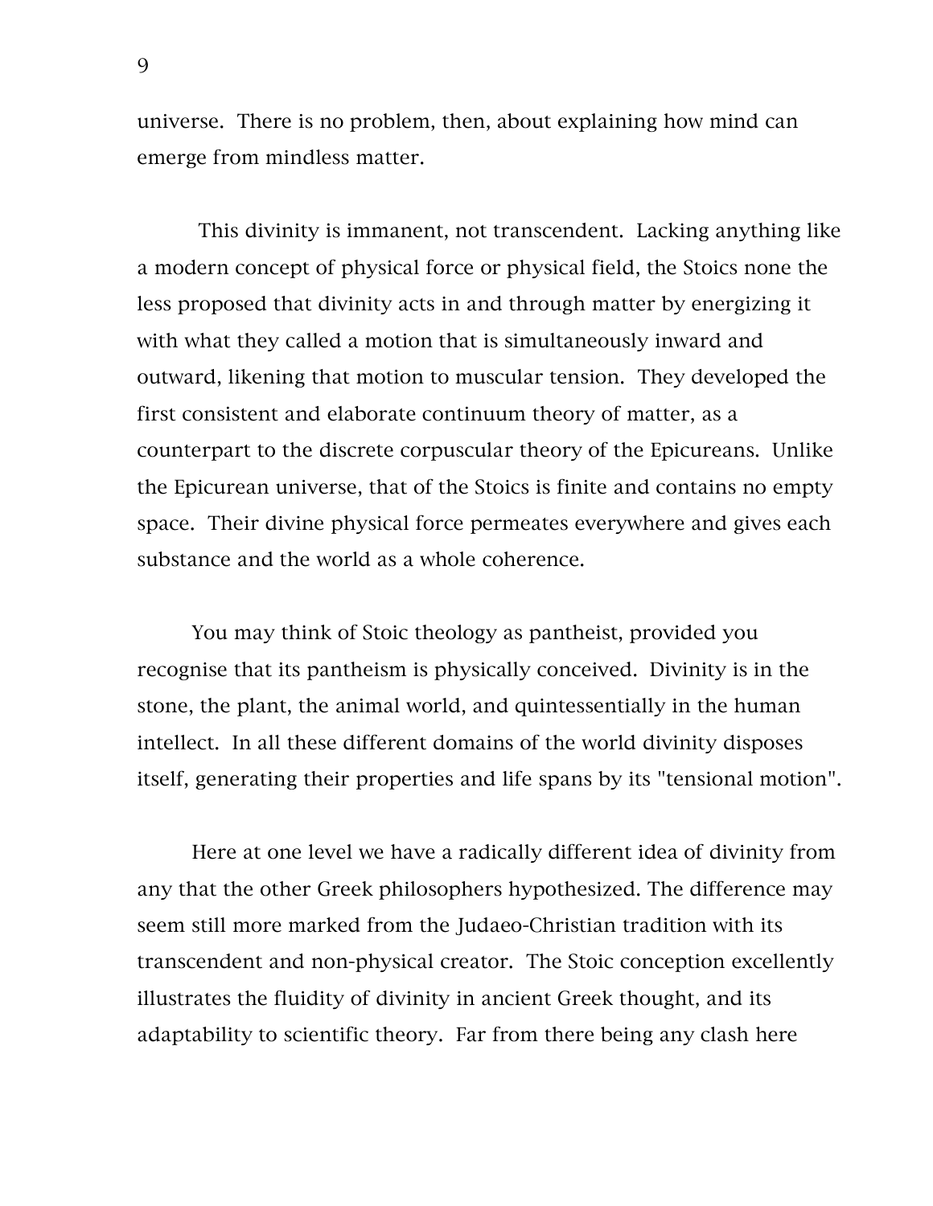universe. There is no problem, then, about explaining how mind can emerge from mindless matter.

This divinity is immanent, not transcendent. Lacking anything like a modern concept of physical force or physical field, the Stoics none the less proposed that divinity acts in and through matter by energizing it with what they called a motion that is simultaneously inward and outward, likening that motion to muscular tension. They developed the first consistent and elaborate continuum theory of matter, as a counterpart to the discrete corpuscular theory of the Epicureans. Unlike the Epicurean universe, that of the Stoics is finite and contains no empty space. Their divine physical force permeates everywhere and gives each substance and the world as a whole coherence.

You may think of Stoic theology as pantheist, provided you recognise that its pantheism is physically conceived. Divinity is in the stone, the plant, the animal world, and quintessentially in the human intellect. In all these different domains of the world divinity disposes itself, generating their properties and life spans by its "tensional motion".

Here at one level we have a radically different idea of divinity from any that the other Greek philosophers hypothesized. The difference may seem still more marked from the Judaeo-Christian tradition with its transcendent and non-physical creator. The Stoic conception excellently illustrates the fluidity of divinity in ancient Greek thought, and its adaptability to scientific theory. Far from there being any clash here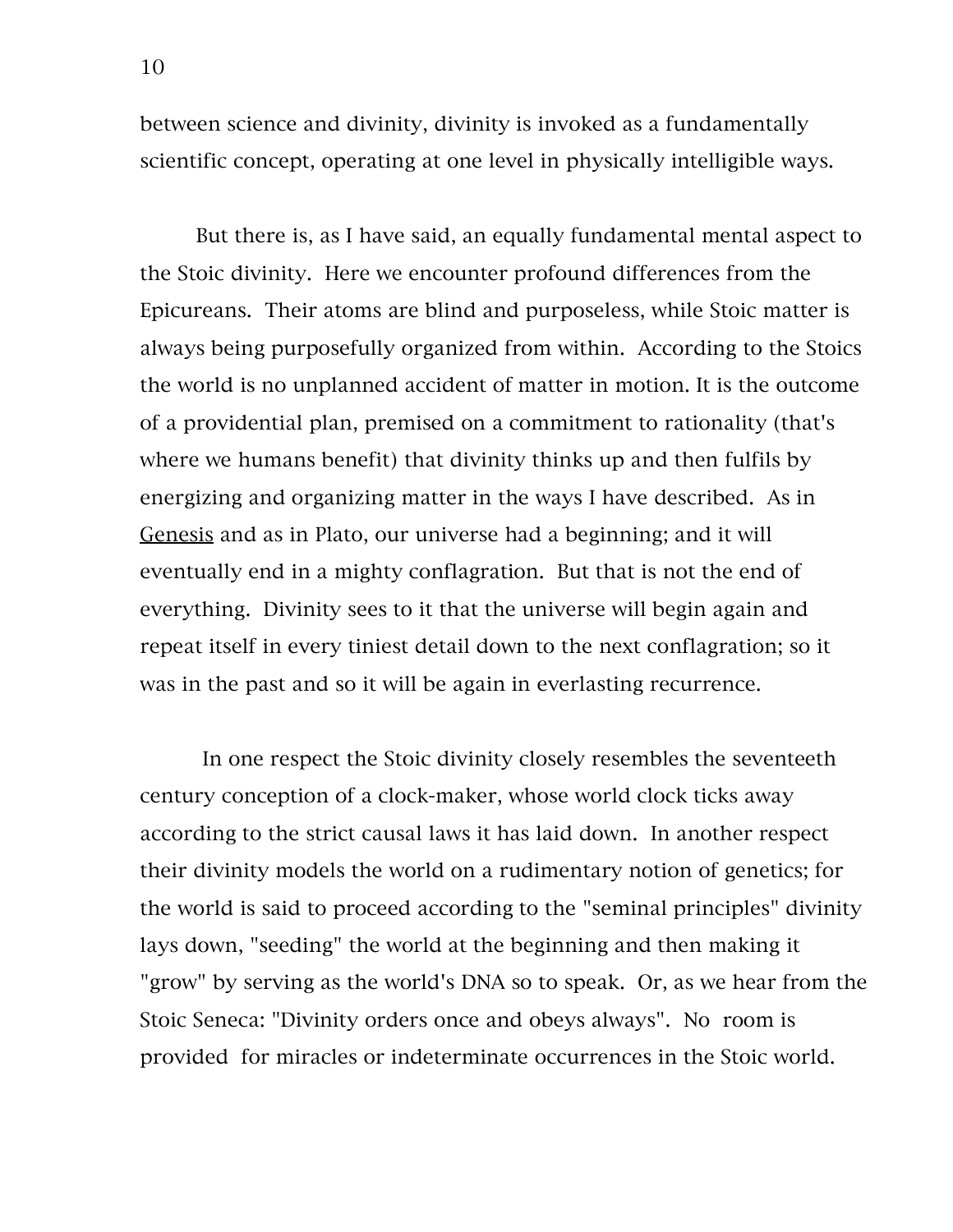between science and divinity, divinity is invoked as a fundamentally scientific concept, operating at one level in physically intelligible ways.

But there is, as I have said, an equally fundamental mental aspect to the Stoic divinity. Here we encounter profound differences from the Epicureans. Their atoms are blind and purposeless, while Stoic matter is always being purposefully organized from within. According to the Stoics the world is no unplanned accident of matter in motion. It is the outcome of a providential plan, premised on a commitment to rationality (that's where we humans benefit) that divinity thinks up and then fulfils by energizing and organizing matter in the ways I have described. As in Genesis and as in Plato, our universe had a beginning; and it will eventually end in a mighty conflagration. But that is not the end of everything. Divinity sees to it that the universe will begin again and repeat itself in every tiniest detail down to the next conflagration; so it was in the past and so it will be again in everlasting recurrence.

In one respect the Stoic divinity closely resembles the seventeeth century conception of a clock-maker, whose world clock ticks away according to the strict causal laws it has laid down. In another respect their divinity models the world on a rudimentary notion of genetics; for the world is said to proceed according to the "seminal principles" divinity lays down, "seeding" the world at the beginning and then making it "grow" by serving as the world's DNA so to speak. Or, as we hear from the Stoic Seneca: "Divinity orders once and obeys always". No room is provided for miracles or indeterminate occurrences in the Stoic world.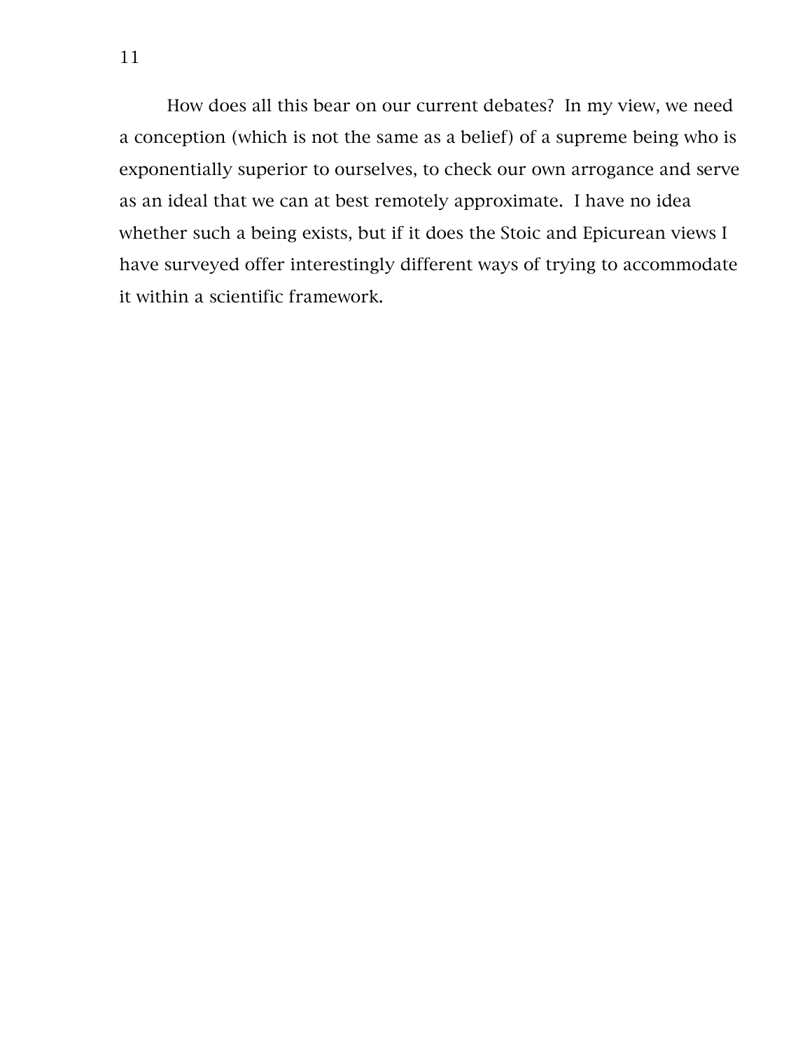How does all this bear on our current debates? In my view, we need a conception (which is not the same as a belief) of a supreme being who is exponentially superior to ourselves, to check our own arrogance and serve as an ideal that we can at best remotely approximate. I have no idea whether such a being exists, but if it does the Stoic and Epicurean views I have surveyed offer interestingly different ways of trying to accommodate it within a scientific framework.